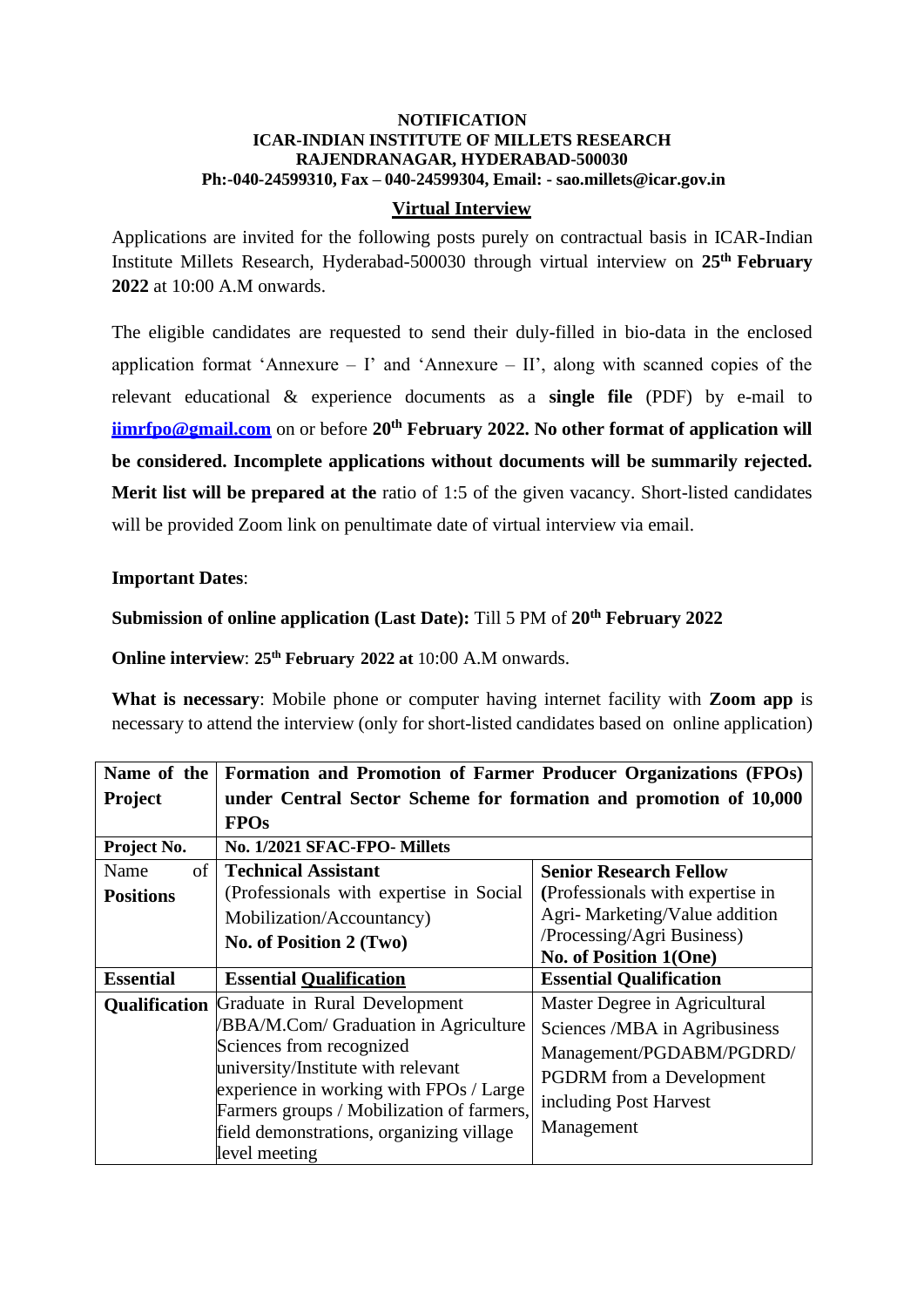**NOTIFICATION**
**ICAR-INDIAN INSTITUTE OF MILLETS RESEARCH**
**RAJENDRANAGAR, HYDERABAD-500030**
**Ph:-040-24599310, Fax – 040-24599304, Email: - sao.millets@icar.gov.in**

## Virtual Interview

Applications are invited for the following posts purely on contractual basis in ICAR-Indian Institute Millets Research, Hyderabad-500030 through virtual interview on **25th February 2022** at 10:00 A.M onwards.

The eligible candidates are requested to send their duly-filled in bio-data in the enclosed application format 'Annexure – I' and 'Annexure – II', along with scanned copies of the relevant educational & experience documents as a **single file** (PDF) by e-mail to **iimrfpo@gmail.com** on or before **20th February 2022. No other format of application will be considered. Incomplete applications without documents will be summarily rejected. Merit list will be prepared at the** ratio of 1:5 of the given vacancy. Short-listed candidates will be provided Zoom link on penultimate date of virtual interview via email.

**Important Dates**:

**Submission of online application (Last Date):** Till 5 PM of **20th February 2022**

**Online interview**: **25th February 2022 at** 10:00 A.M onwards.

**What is necessary**: Mobile phone or computer having internet facility with **Zoom app** is necessary to attend the interview (only for short-listed candidates based on online application)

| **Name of the Project** | **Formation and Promotion of Farmer Producer Organizations (FPOs) under Central Sector Scheme for formation and promotion of 10,000 FPOs** | |
|---|---|---|
| **Project No.** | **No. 1/2021 SFAC-FPO- Millets** | |
| Name of **Positions** | **Technical Assistant** (Professionals with expertise in Social Mobilization/Accountancy) **No. of Position 2 (Two)** | **Senior Research Fellow (**Professionals with expertise in Agri- Marketing/Value addition /Processing/Agri Business) **No. of Position 1(One)** |
| **Essential Qualification** | **Essential Qualification** Graduate in Rural Development /BBA/M.Com/ Graduation in Agriculture Sciences from recognized university/Institute with relevant experience in working with FPOs / Large Farmers groups / Mobilization of farmers, field demonstrations, organizing village level meeting | **Essential Qualification** Master Degree in Agricultural Sciences /MBA in Agribusiness Management/PGDABM/PGDRD/ PGDRM from a Development including Post Harvest Management |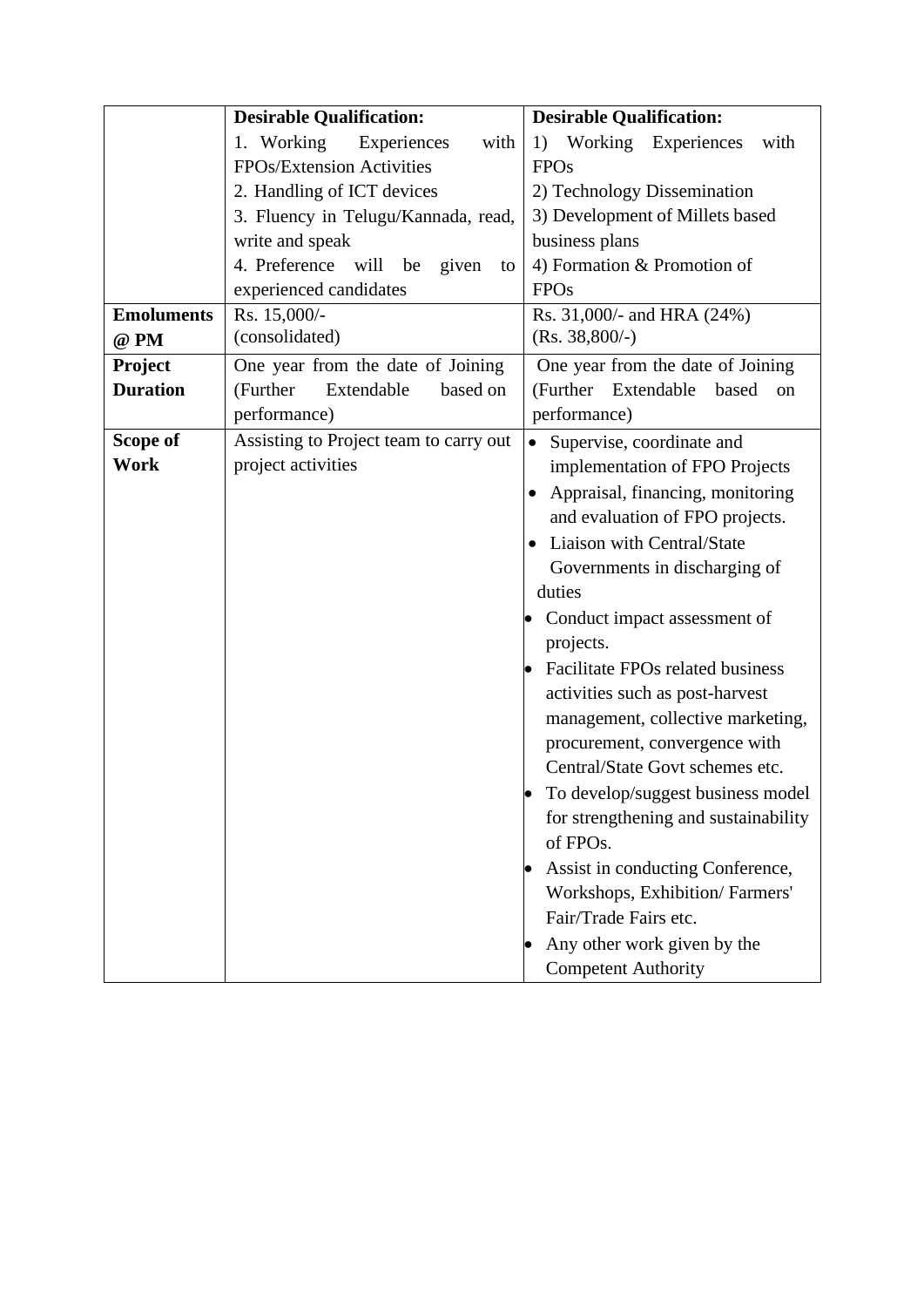| | | |
|---|---|---|
| | **Desirable Qualification:**<br>1. Working Experiences with FPOs/Extension Activities<br>2. Handling of ICT devices<br>3. Fluency in Telugu/Kannada, read, write and speak<br>4. Preference will be given to experienced candidates | **Desirable Qualification:**<br>1) Working Experiences with FPOs<br>2) Technology Dissemination<br>3) Development of Millets based business plans<br>4) Formation & Promotion of FPOs |
| **Emoluments @ PM** | Rs. 15,000/-<br>(consolidated) | Rs. 31,000/- and HRA (24%)<br>(Rs. 38,800/-) |
| **Project Duration** | One year from the date of Joining (Further Extendable based on performance) | One year from the date of Joining (Further Extendable based on performance) |
| **Scope of Work** | Assisting to Project team to carry out project activities | • Supervise, coordinate and implementation of FPO Projects<br>• Appraisal, financing, monitoring and evaluation of FPO projects.<br>• Liaison with Central/State Governments in discharging of duties<br>• Conduct impact assessment of projects.<br>• Facilitate FPOs related business activities such as post-harvest management, collective marketing, procurement, convergence with Central/State Govt schemes etc.<br>• To develop/suggest business model for strengthening and sustainability of FPOs.<br>• Assist in conducting Conference, Workshops, Exhibition/ Farmers' Fair/Trade Fairs etc.<br>• Any other work given by the Competent Authority |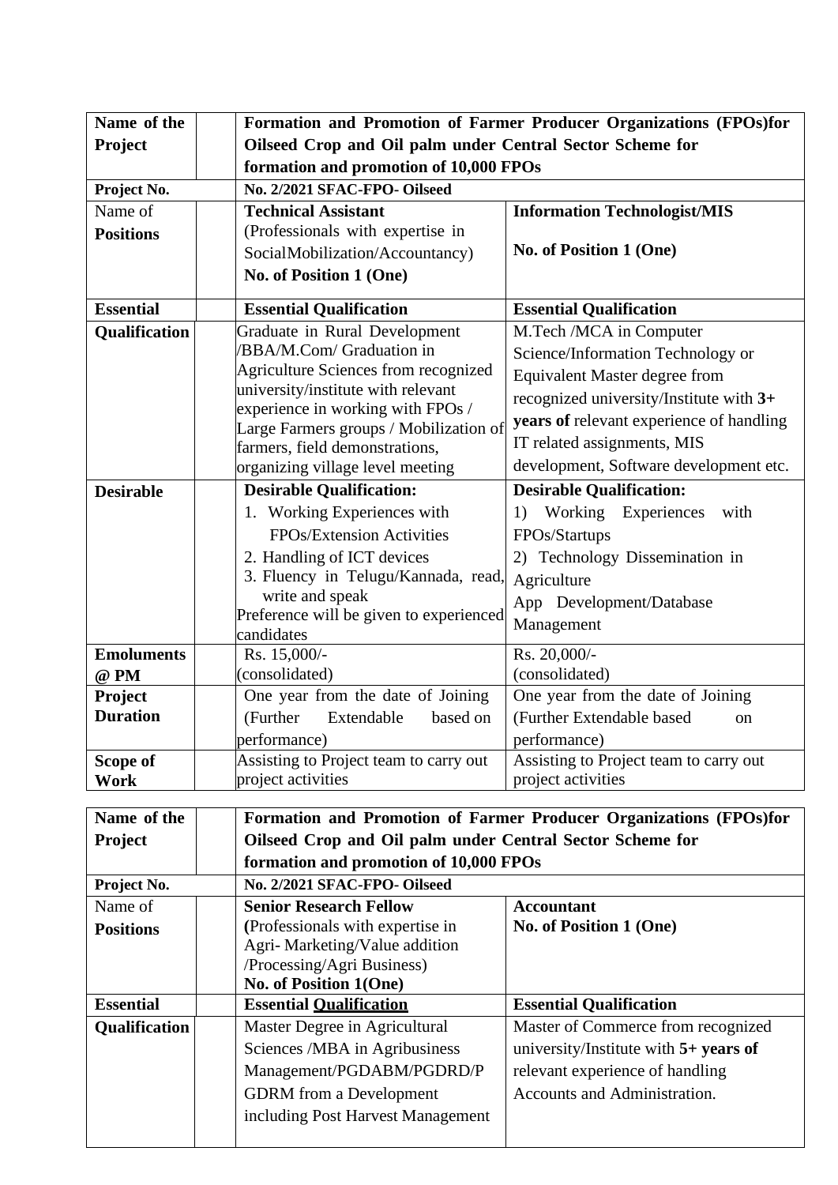| **Name of the Project** | **Formation and Promotion of Farmer Producer Organizations (FPOs)for Oilseed Crop and Oil palm under Central Sector Scheme for formation and promotion of 10,000 FPOs** | |
|---|---|---|
| **Project No.** | **No. 2/2021 SFAC-FPO- Oilseed** | |
| Name of **Positions** | **Technical Assistant** (Professionals with expertise in SocialMobilization/Accountancy) **No. of Position 1 (One)** | **Information Technologist/MIS** **No. of Position 1 (One)** |
| **Essential** | **Essential Qualification** | **Essential Qualification** |
| **Qualification** | Graduate in Rural Development /BBA/M.Com/ Graduation in Agriculture Sciences from recognized university/institute with relevant experience in working with FPOs / Large Farmers groups / Mobilization of farmers, field demonstrations, organizing village level meeting | M.Tech /MCA in Computer Science/Information Technology or Equivalent Master degree from recognized university/Institute with **3+ years of** relevant experience of handling IT related assignments, MIS development, Software development etc. |
| **Desirable** | **Desirable Qualification:** 1. Working Experiences with FPOs/Extension Activities 2. Handling of ICT devices 3. Fluency in Telugu/Kannada, read, write and speak Preference will be given to experienced candidates | **Desirable Qualification:** 1) Working Experiences with FPOs/Startups 2) Technology Dissemination in Agriculture App Development/Database Management |
| **Emoluments @ PM** | Rs. 15,000/- (consolidated) | Rs. 20,000/- (consolidated) |
| **Project Duration** | One year from the date of Joining (Further Extendable based on performance) | One year from the date of Joining (Further Extendable based on performance) |
| **Scope of Work** | Assisting to Project team to carry out project activities | Assisting to Project team to carry out project activities |

| **Name of the Project** | **Formation and Promotion of Farmer Producer Organizations (FPOs)for Oilseed Crop and Oil palm under Central Sector Scheme for formation and promotion of 10,000 FPOs** | |
|---|---|---|
| **Project No.** | **No. 2/2021 SFAC-FPO- Oilseed** | |
| Name of **Positions** | **Senior Research Fellow** **(**Professionals with expertise in Agri- Marketing/Value addition /Processing/Agri Business) **No. of Position 1(One)** | **Accountant** **No. of Position 1 (One)** |
| **Essential** | **Essential Qualification** | **Essential Qualification** |
| **Qualification** | Master Degree in Agricultural Sciences /MBA in Agribusiness Management/PGDABM/PGDRD/PGDRM from a Development including Post Harvest Management | Master of Commerce from recognized university/Institute with **5+ years of** relevant experience of handling Accounts and Administration. |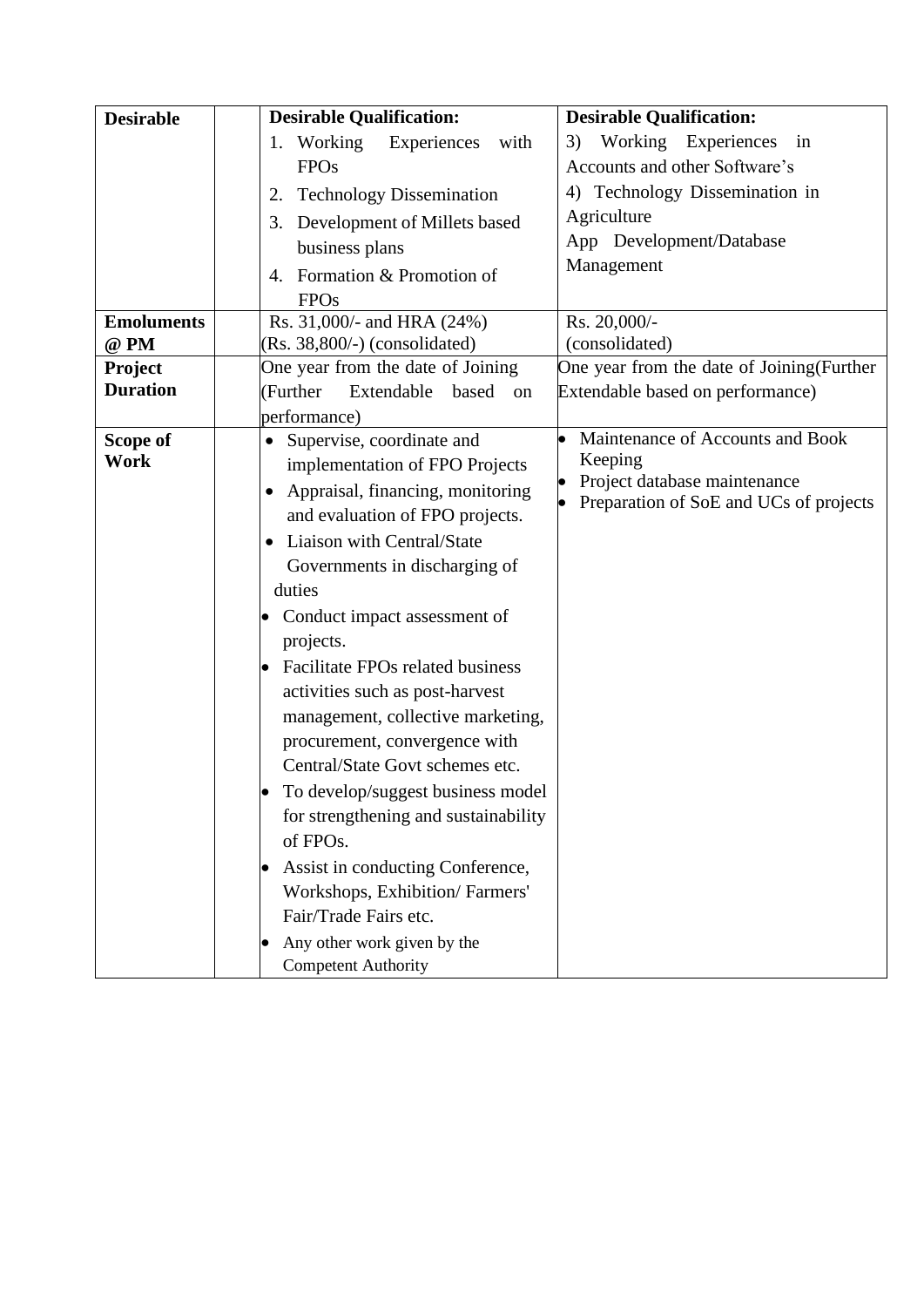| **Desirable** | | **Desirable Qualification:**<br>1. Working Experiences with FPOs<br>2. Technology Dissemination<br>3. Development of Millets based business plans<br>4. Formation & Promotion of FPOs | **Desirable Qualification:**<br>3) Working Experiences in Accounts and other Software's<br>4) Technology Dissemination in Agriculture<br>App Development/Database Management |
|---|---|---|---|
| **Emoluments @ PM** | | Rs. 31,000/- and HRA (24%) (Rs. 38,800/-) (consolidated) | Rs. 20,000/- (consolidated) |
| **Project Duration** | | One year from the date of Joining (Further Extendable based on performance) | One year from the date of Joining(Further Extendable based on performance) |
| **Scope of Work** | | • Supervise, coordinate and implementation of FPO Projects<br>• Appraisal, financing, monitoring and evaluation of FPO projects.<br>• Liaison with Central/State Governments in discharging of duties<br>• Conduct impact assessment of projects.<br>• Facilitate FPOs related business activities such as post-harvest management, collective marketing, procurement, convergence with Central/State Govt schemes etc.<br>• To develop/suggest business model for strengthening and sustainability of FPOs.<br>• Assist in conducting Conference, Workshops, Exhibition/ Farmers' Fair/Trade Fairs etc.<br>• Any other work given by the Competent Authority | • Maintenance of Accounts and Book Keeping<br>• Project database maintenance<br>• Preparation of SoE and UCs of projects |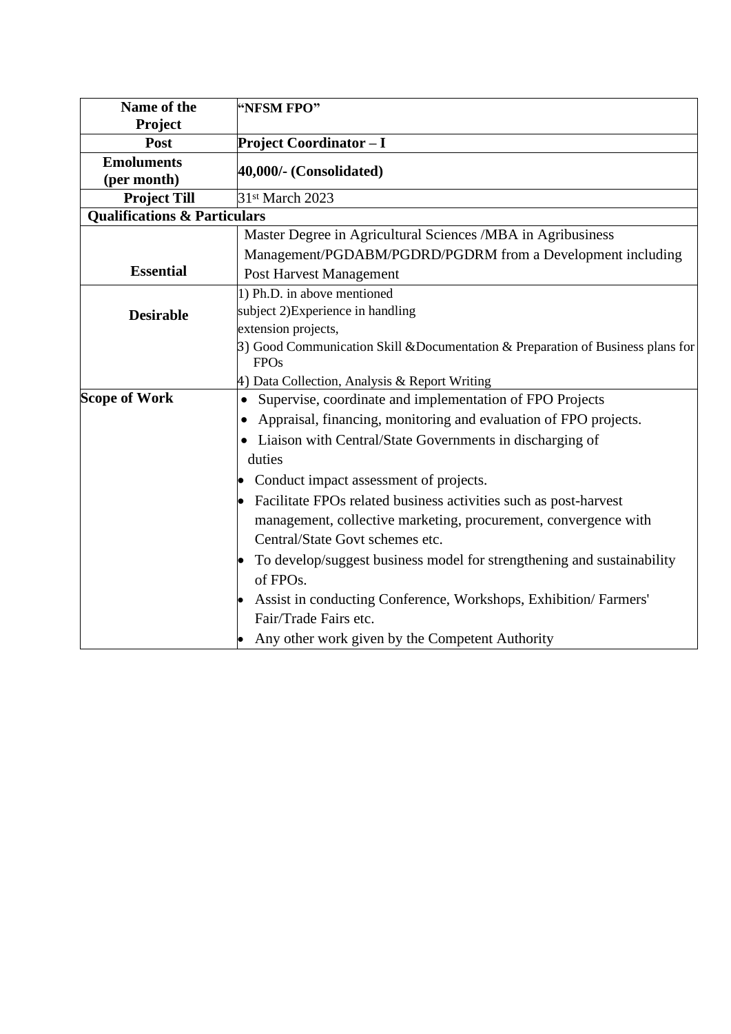| Name of the Project | **"NFSM FPO"** |
|---|---|
| **Post** | **Project Coordinator – I** |
| **Emoluments (per month)** | **40,000/- (Consolidated)** |
| **Project Till** | 31st March 2023 |
| **Qualifications & Particulars** | |
| **Essential** | Master Degree in Agricultural Sciences /MBA in Agribusiness Management/PGDABM/PGDRD/PGDRM from a Development including Post Harvest Management |
| **Desirable** | 1) Ph.D. in above mentioned subject 2)Experience in handling extension projects,<br>3) Good Communication Skill &Documentation & Preparation of Business plans for FPOs<br>4) Data Collection, Analysis & Report Writing |
| **Scope of Work** | • Supervise, coordinate and implementation of FPO Projects<br>• Appraisal, financing, monitoring and evaluation of FPO projects.<br>• Liaison with Central/State Governments in discharging of duties<br>• Conduct impact assessment of projects.<br>• Facilitate FPOs related business activities such as post-harvest management, collective marketing, procurement, convergence with Central/State Govt schemes etc.<br>• To develop/suggest business model for strengthening and sustainability of FPOs.<br>• Assist in conducting Conference, Workshops, Exhibition/ Farmers' Fair/Trade Fairs etc.<br>• Any other work given by the Competent Authority |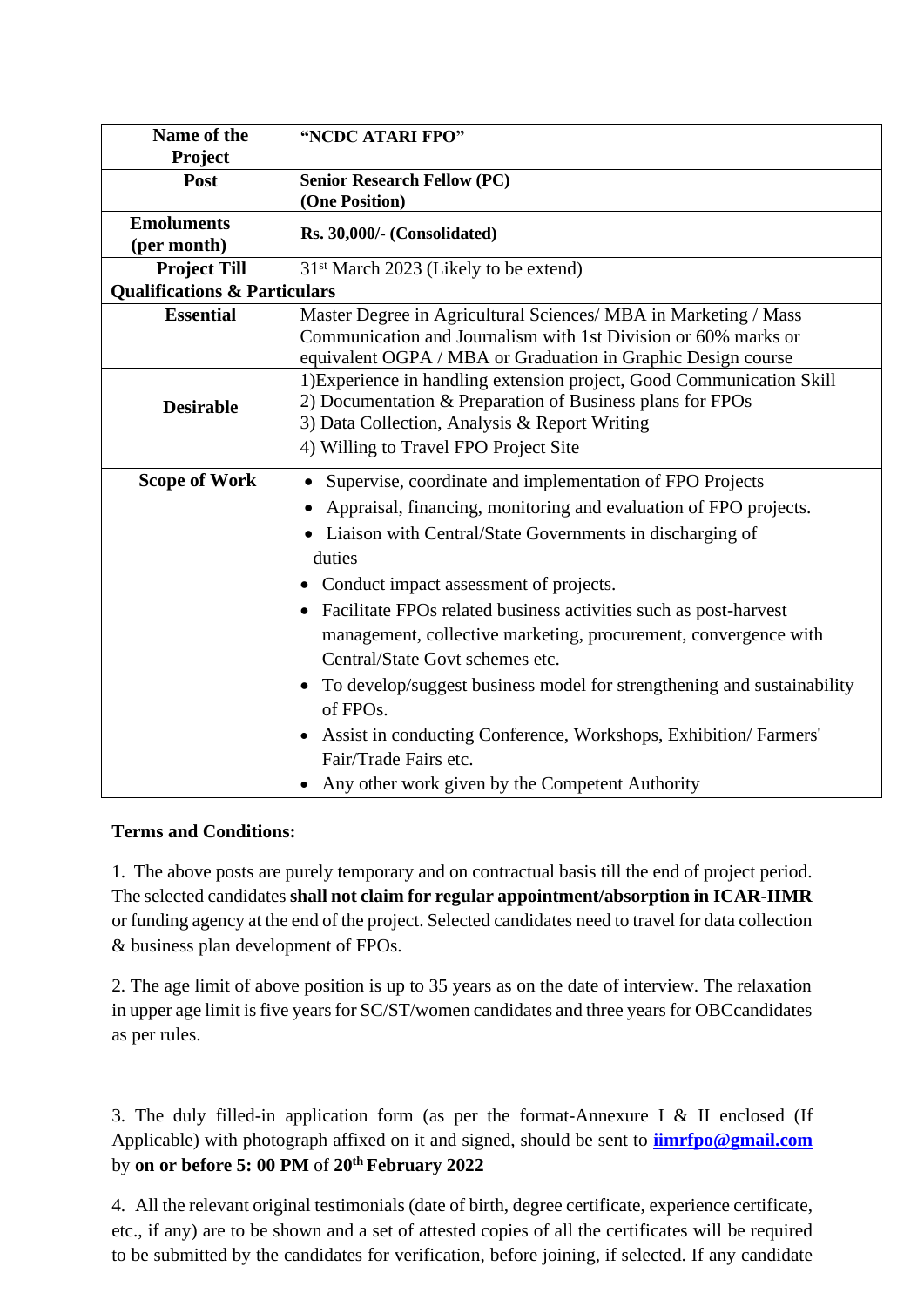| Name of the Project | **"NCDC ATARI FPO"** |
|---|---|
| **Post** | **Senior Research Fellow (PC) (One Position)** |
| **Emoluments (per month)** | **Rs. 30,000/- (Consolidated)** |
| **Project Till** | 31st March 2023 (Likely to be extend) |
| **Qualifications & Particulars** | |
| **Essential** | Master Degree in Agricultural Sciences/ MBA in Marketing / Mass Communication and Journalism with 1st Division or 60% marks or equivalent OGPA / MBA or Graduation in Graphic Design course |
| **Desirable** | 1)Experience in handling extension project, Good Communication Skill<br>2) Documentation & Preparation of Business plans for FPOs<br>3) Data Collection, Analysis & Report Writing<br>4) Willing to Travel FPO Project Site |
| **Scope of Work** | • Supervise, coordinate and implementation of FPO Projects<br>• Appraisal, financing, monitoring and evaluation of FPO projects.<br>• Liaison with Central/State Governments in discharging of duties<br>• Conduct impact assessment of projects.<br>• Facilitate FPOs related business activities such as post-harvest management, collective marketing, procurement, convergence with Central/State Govt schemes etc.<br>• To develop/suggest business model for strengthening and sustainability of FPOs.<br>• Assist in conducting Conference, Workshops, Exhibition/ Farmers' Fair/Trade Fairs etc.<br>• Any other work given by the Competent Authority |

**Terms and Conditions:**

1. The above posts are purely temporary and on contractual basis till the end of project period. The selected candidates **shall not claim for regular appointment/absorption in ICAR-IIMR** or funding agency at the end of the project. Selected candidates need to travel for data collection & business plan development of FPOs.

2. The age limit of above position is up to 35 years as on the date of interview. The relaxation in upper age limit is five years for SC/ST/women candidates and three years for OBCcandidates as per rules.

3. The duly filled-in application form (as per the format-Annexure I & II enclosed (If Applicable) with photograph affixed on it and signed, should be sent to **iimrfpo@gmail.com** by **on or before 5: 00 PM** of **20th February 2022**

4. All the relevant original testimonials (date of birth, degree certificate, experience certificate, etc., if any) are to be shown and a set of attested copies of all the certificates will be required to be submitted by the candidates for verification, before joining, if selected. If any candidate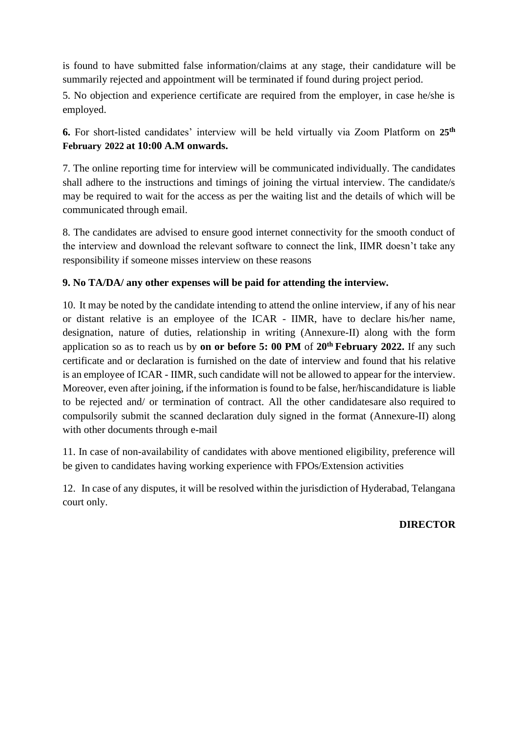is found to have submitted false information/claims at any stage, their candidature will be summarily rejected and appointment will be terminated if found during project period.

5. No objection and experience certificate are required from the employer, in case he/she is employed.

**6.** For short-listed candidates' interview will be held virtually via Zoom Platform on **25th February 2022 at 10:00 A.M onwards.**

7. The online reporting time for interview will be communicated individually. The candidates shall adhere to the instructions and timings of joining the virtual interview. The candidate/s may be required to wait for the access as per the waiting list and the details of which will be communicated through email.

8. The candidates are advised to ensure good internet connectivity for the smooth conduct of the interview and download the relevant software to connect the link, IIMR doesn't take any responsibility if someone misses interview on these reasons

**9. No TA/DA/ any other expenses will be paid for attending the interview.**

10. It may be noted by the candidate intending to attend the online interview, if any of his near or distant relative is an employee of the ICAR - IIMR, have to declare his/her name, designation, nature of duties, relationship in writing (Annexure-II) along with the form application so as to reach us by **on or before 5: 00 PM** of **20th February 2022.** If any such certificate and or declaration is furnished on the date of interview and found that his relative is an employee of ICAR - IIMR, such candidate will not be allowed to appear for the interview. Moreover, even after joining, if the information is found to be false, her/hiscandidature is liable to be rejected and/ or termination of contract. All the other candidatesare also required to compulsorily submit the scanned declaration duly signed in the format (Annexure-II) along with other documents through e-mail

11. In case of non-availability of candidates with above mentioned eligibility, preference will be given to candidates having working experience with FPOs/Extension activities

12. In case of any disputes, it will be resolved within the jurisdiction of Hyderabad, Telangana court only.

**DIRECTOR**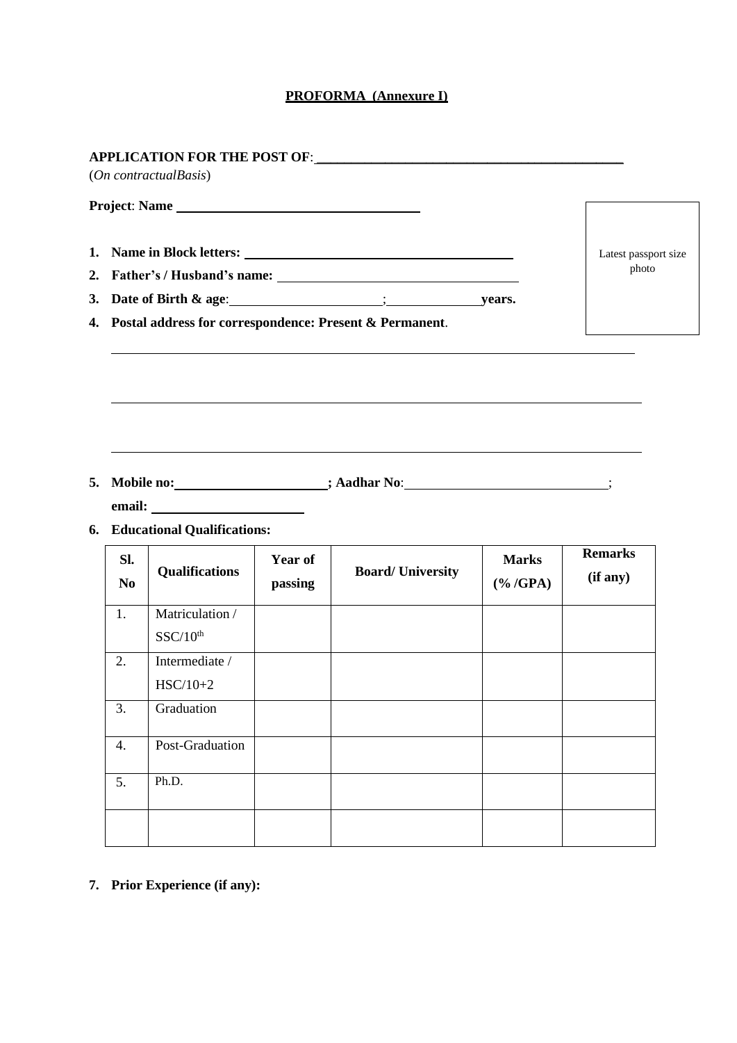**PROFORMA (Annexure I)**

**APPLICATION FOR THE POST OF**: ____________________________________________

(*On contractualBasis*)

**Project**: **Name** ____________________________________

Latest passport size photo

1. **Name in Block letters:** ________________________________________
2. **Father's / Husband's name:** ____________________________________
3. **Date of Birth & age**: ______________________; ______________ **years.**
4. **Postal address for correspondence: Present & Permanent**.

_______________________________________________________________________________

_______________________________________________________________________________

_______________________________________________________________________________

5. **Mobile no:** ______________________**; Aadhar No**: ______________________________;
   **email:** ______________________
6. **Educational Qualifications:**

| Sl. No | Qualifications | Year of passing | Board/ University | Marks (% /GPA) | Remarks (if any) |
|---|---|---|---|---|---|
| 1. | Matriculation / SSC/10th | | | | |
| 2. | Intermediate / HSC/10+2 | | | | |
| 3. | Graduation | | | | |
| 4. | Post-Graduation | | | | |
| 5. | Ph.D. | | | | |
| | | | | | |

7. **Prior Experience (if any):**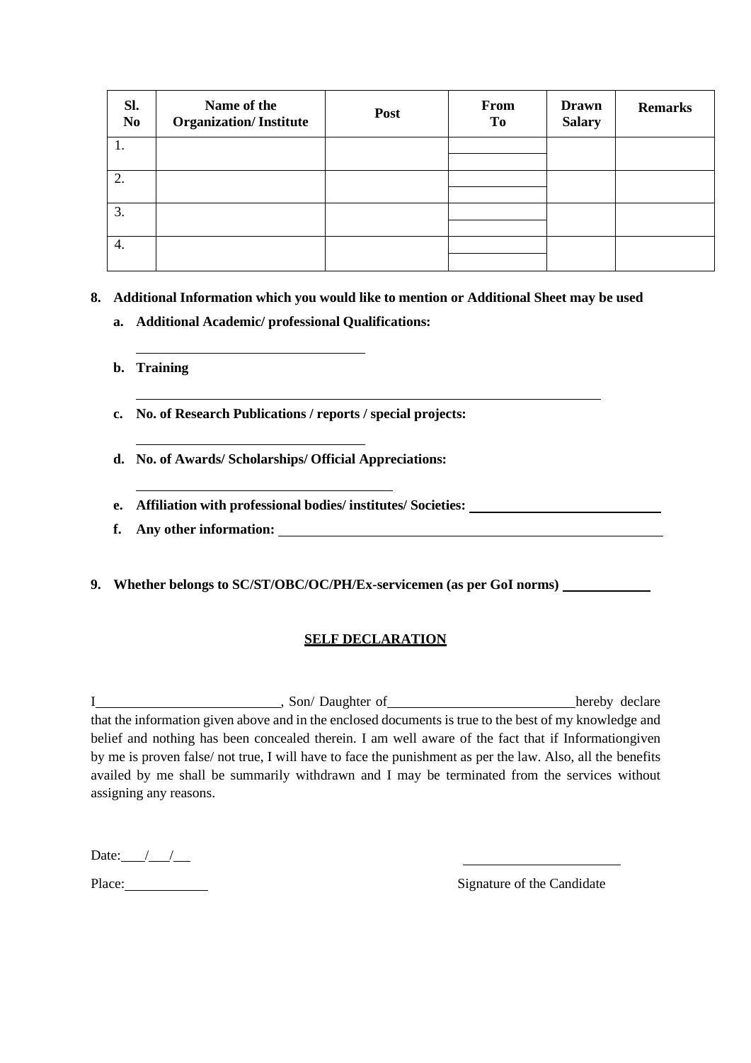| Sl. No | Name of the Organization/ Institute | Post | From To | Drawn Salary | Remarks |
|---|---|---|---|---|---|
| 1. | | | | | |
| 2. | | | | | |
| 3. | | | | | |
| 4. | | | | | |

**8. Additional Information which you would like to mention or Additional Sheet may be used**

**a. Additional Academic/ professional Qualifications:**

\_\_\_\_\_\_\_\_\_\_\_\_\_\_\_\_\_\_\_\_\_\_\_\_\_\_\_\_\_\_

**b. Training**

\_\_\_\_\_\_\_\_\_\_\_\_\_\_\_\_\_\_\_\_\_\_\_\_\_\_\_\_\_\_\_\_\_\_\_\_\_\_\_\_\_\_\_\_\_\_\_\_\_\_\_\_\_\_\_\_\_\_

**c. No. of Research Publications / reports / special projects:**

\_\_\_\_\_\_\_\_\_\_\_\_\_\_\_\_\_\_\_\_\_\_\_\_\_\_\_\_\_\_

**d. No. of Awards/ Scholarships/ Official Appreciations:**

\_\_\_\_\_\_\_\_\_\_\_\_\_\_\_\_\_\_\_\_\_\_\_\_\_\_\_\_\_\_\_\_\_\_

**e. Affiliation with professional bodies/ institutes/ Societies:** \_\_\_\_\_\_\_\_\_\_\_\_\_\_\_\_\_\_\_\_\_\_\_\_

**f. Any other information:** \_\_\_\_\_\_\_\_\_\_\_\_\_\_\_\_\_\_\_\_\_\_\_\_\_\_\_\_\_\_\_\_\_\_\_\_\_\_\_\_\_\_\_\_\_\_\_\_

**9. Whether belongs to SC/ST/OBC/OC/PH/Ex-servicemen (as per GoI norms)** \_\_\_\_\_\_\_\_\_\_

**SELF DECLARATION**

I\_\_\_\_\_\_\_\_\_\_\_\_\_\_\_\_\_\_\_\_\_\_\_\_, Son/ Daughter of\_\_\_\_\_\_\_\_\_\_\_\_\_\_\_\_\_\_\_\_\_\_\_\_hereby declare that the information given above and in the enclosed documents is true to the best of my knowledge and belief and nothing has been concealed therein. I am well aware of the fact that if Informationgiven by me is proven false/ not true, I will have to face the punishment as per the law. Also, all the benefits availed by me shall be summarily withdrawn and I may be terminated from the services without assigning any reasons.

Date:\_\_\_/\_\_\_/\_\_\_

Place:\_\_\_\_\_\_\_\_\_\_

\_\_\_\_\_\_\_\_\_\_\_\_\_\_\_\_\_\_\_\_

Signature of the Candidate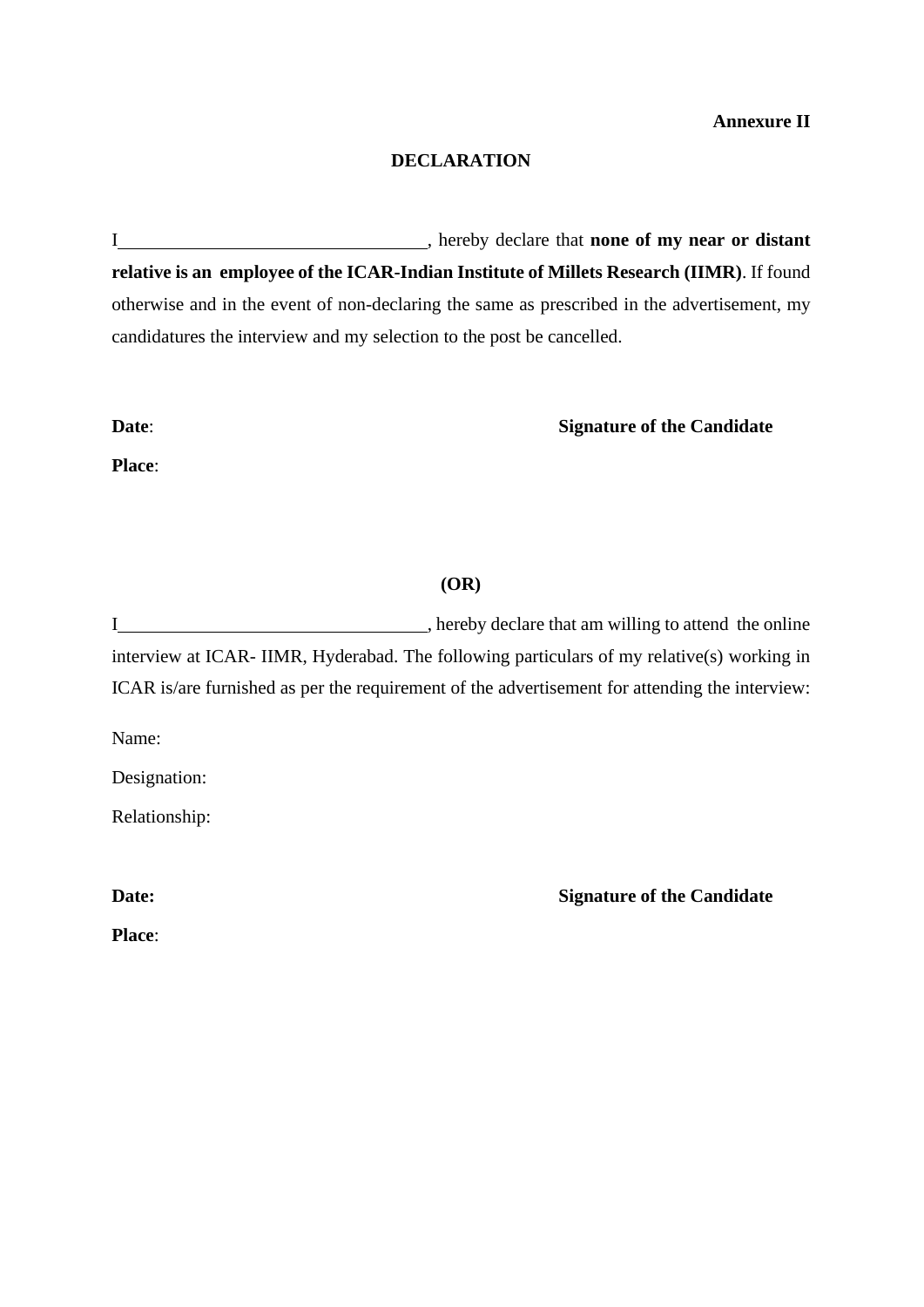**Annexure II**

**DECLARATION**

I\_\_\_\_\_\_\_\_\_\_\_\_\_\_\_\_\_\_\_\_\_\_\_\_\_\_\_\_\_\_\_\_\_, hereby declare that **none of my near or distant relative is an employee of the ICAR-Indian Institute of Millets Research (IIMR)**. If found otherwise and in the event of non-declaring the same as prescribed in the advertisement, my candidatures the interview and my selection to the post be cancelled.

**Date**: **Signature of the Candidate**

**Place**:

**(OR)**

I\_\_\_\_\_\_\_\_\_\_\_\_\_\_\_\_\_\_\_\_\_\_\_\_\_\_\_\_\_\_\_\_\_, hereby declare that am willing to attend the online interview at ICAR- IIMR, Hyderabad. The following particulars of my relative(s) working in ICAR is/are furnished as per the requirement of the advertisement for attending the interview:

Name:

Designation:

Relationship:

**Date:** **Signature of the Candidate**

**Place**: